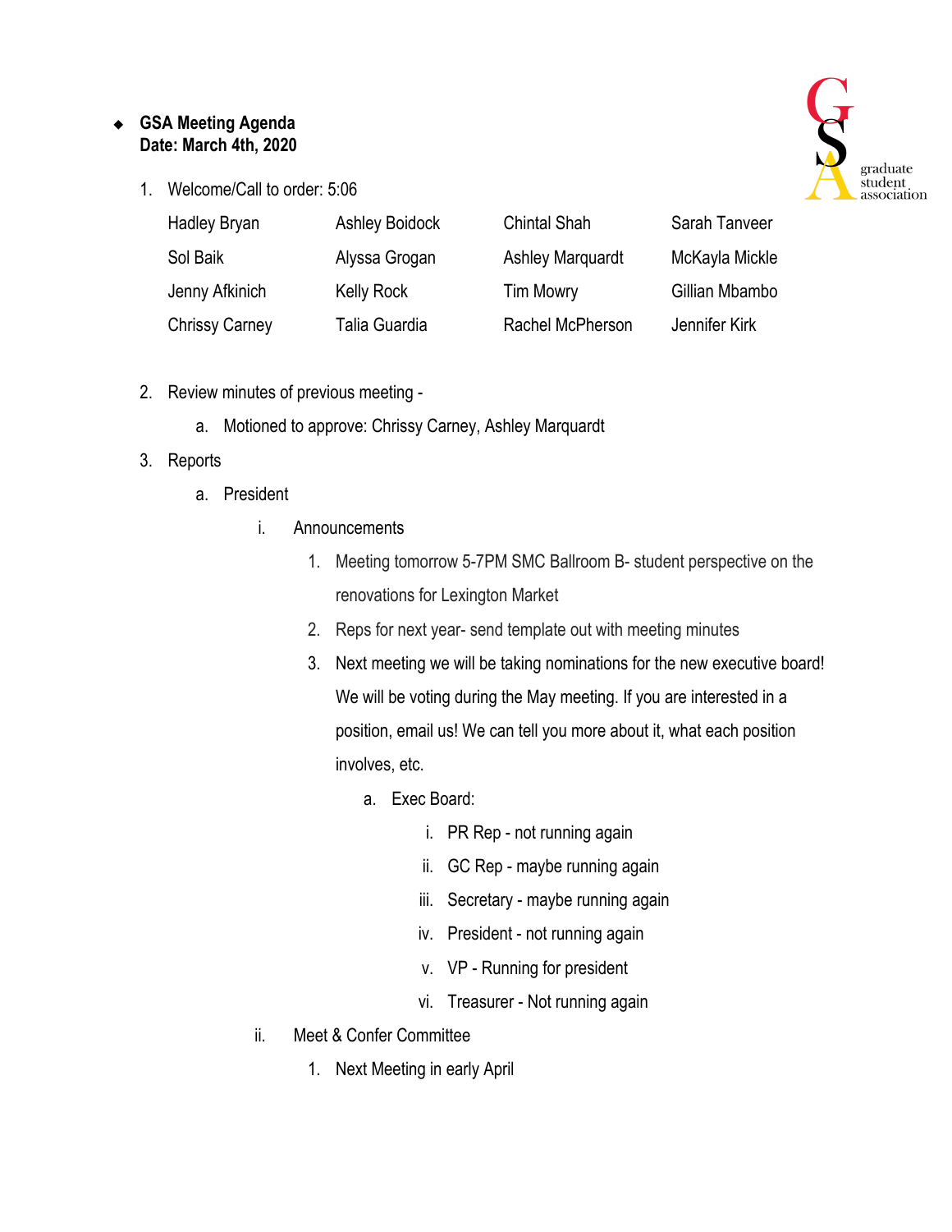- **GSA Meeting Agenda**
  **Date: March 4th, 2020**

1. Welcome/Call to order: 5:06

| | | | |
|---|---|---|---|
| Hadley Bryan | Ashley Boidock | Chintal Shah | Sarah Tanveer |
| Sol Baik | Alyssa Grogan | Ashley Marquardt | McKayla Mickle |
| Jenny Afkinich | Kelly Rock | Tim Mowry | Gillian Mbambo |
| Chrissy Carney | Talia Guardia | Rachel McPherson | Jennifer Kirk |

2. Review minutes of previous meeting -
   a. Motioned to approve: Chrissy Carney, Ashley Marquardt
3. Reports
   a. President
      i. Announcements
         1. Meeting tomorrow 5-7PM SMC Ballroom B- student perspective on the renovations for Lexington Market
         2. Reps for next year- send template out with meeting minutes
         3. Next meeting we will be taking nominations for the new executive board! We will be voting during the May meeting. If you are interested in a position, email us! We can tell you more about it, what each position involves, etc.
            a. Exec Board:
               i. PR Rep - not running again
               ii. GC Rep - maybe running again
               iii. Secretary - maybe running again
               iv. President - not running again
               v. VP - Running for president
               vi. Treasurer - Not running again
      ii. Meet & Confer Committee
         1. Next Meeting in early April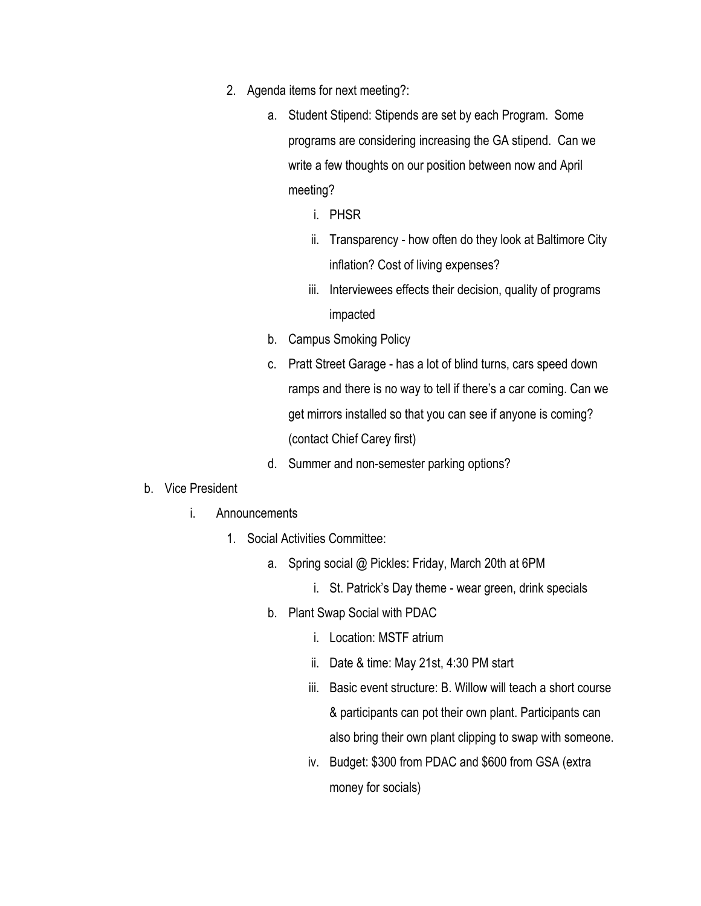2. Agenda items for next meeting?:
    a. Student Stipend: Stipends are set by each Program. Some programs are considering increasing the GA stipend. Can we write a few thoughts on our position between now and April meeting?
        i. PHSR
        ii. Transparency - how often do they look at Baltimore City inflation? Cost of living expenses?
        iii. Interviewees effects their decision, quality of programs impacted
    b. Campus Smoking Policy
    c. Pratt Street Garage - has a lot of blind turns, cars speed down ramps and there is no way to tell if there's a car coming. Can we get mirrors installed so that you can see if anyone is coming? (contact Chief Carey first)
    d. Summer and non-semester parking options?

b. Vice President
    i. Announcements
        1. Social Activities Committee:
            a. Spring social @ Pickles: Friday, March 20th at 6PM
                i. St. Patrick's Day theme - wear green, drink specials
            b. Plant Swap Social with PDAC
                i. Location: MSTF atrium
                ii. Date & time: May 21st, 4:30 PM start
                iii. Basic event structure: B. Willow will teach a short course & participants can pot their own plant. Participants can also bring their own plant clipping to swap with someone.
                iv. Budget: $300 from PDAC and $600 from GSA (extra money for socials)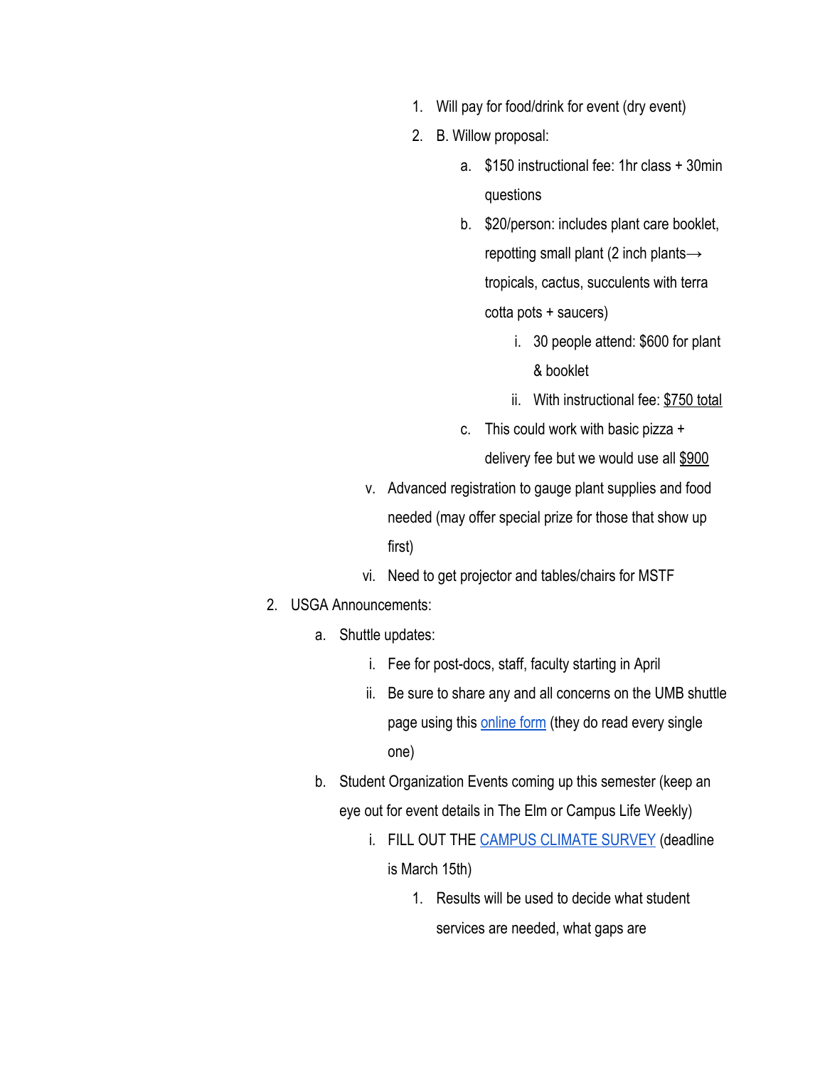1. Will pay for food/drink for event (dry event)
            2. B. Willow proposal:
                a. $150 instructional fee: 1hr class + 30min questions
                b. $20/person: includes plant care booklet, repotting small plant (2 inch plants→ tropicals, cactus, succulents with terra cotta pots + saucers)
                    i. 30 people attend: $600 for plant & booklet
                    ii. With instructional fee: <u>$750 total</u>
                c. This could work with basic pizza + delivery fee but we would use all <u>$900</u>
        v. Advanced registration to gauge plant supplies and food needed (may offer special prize for those that show up first)
        vi. Need to get projector and tables/chairs for MSTF

2. USGA Announcements:
    a. Shuttle updates:
        i. Fee for post-docs, staff, faculty starting in April
        ii. Be sure to share any and all concerns on the UMB shuttle page using this [online form]() (they do read every single one)
    b. Student Organization Events coming up this semester (keep an eye out for event details in The Elm or Campus Life Weekly)
        i. FILL OUT THE [CAMPUS CLIMATE SURVEY]() (deadline is March 15th)
            1. Results will be used to decide what student services are needed, what gaps are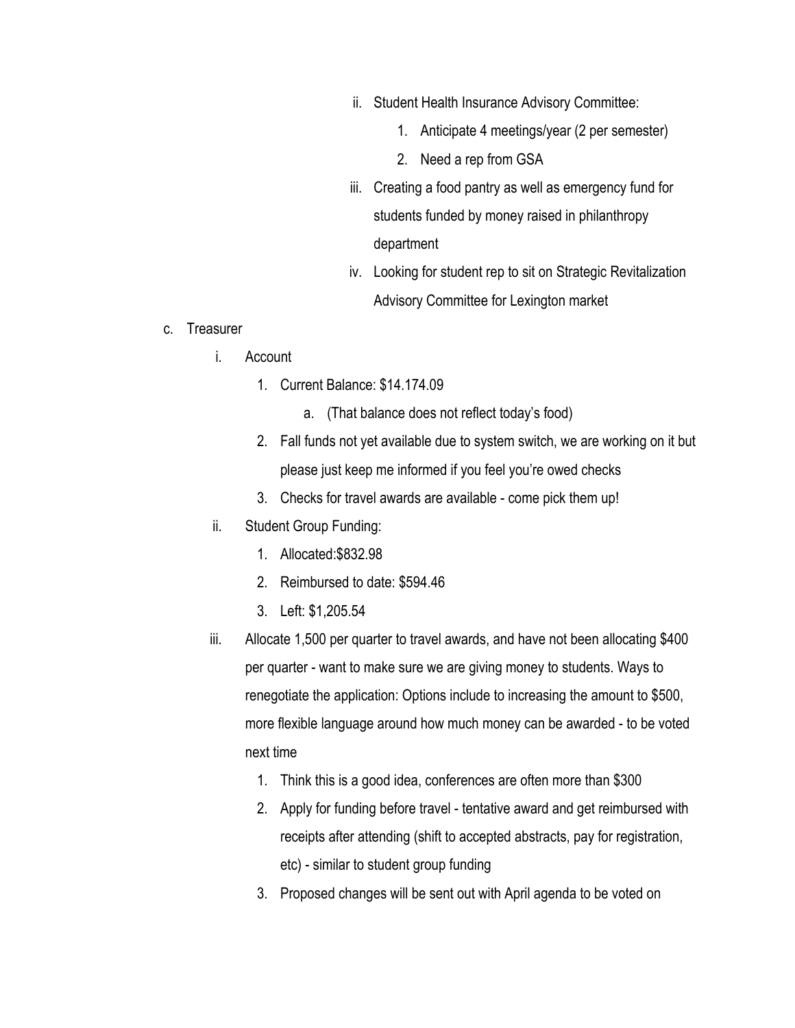ii. Student Health Insurance Advisory Committee:
        1. Anticipate 4 meetings/year (2 per semester)
        2. Need a rep from GSA
    iii. Creating a food pantry as well as emergency fund for students funded by money raised in philanthropy department
    iv. Looking for student rep to sit on Strategic Revitalization Advisory Committee for Lexington market

c. Treasurer
    i. Account
        1. Current Balance: $14.174.09
            a. (That balance does not reflect today's food)
        2. Fall funds not yet available due to system switch, we are working on it but please just keep me informed if you feel you're owed checks
        3. Checks for travel awards are available - come pick them up!
    ii. Student Group Funding:
        1. Allocated:$832.98
        2. Reimbursed to date: $594.46
        3. Left: $1,205.54
    iii. Allocate 1,500 per quarter to travel awards, and have not been allocating $400 per quarter - want to make sure we are giving money to students. Ways to renegotiate the application: Options include to increasing the amount to $500, more flexible language around how much money can be awarded - to be voted next time
        1. Think this is a good idea, conferences are often more than $300
        2. Apply for funding before travel - tentative award and get reimbursed with receipts after attending (shift to accepted abstracts, pay for registration, etc) - similar to student group funding
        3. Proposed changes will be sent out with April agenda to be voted on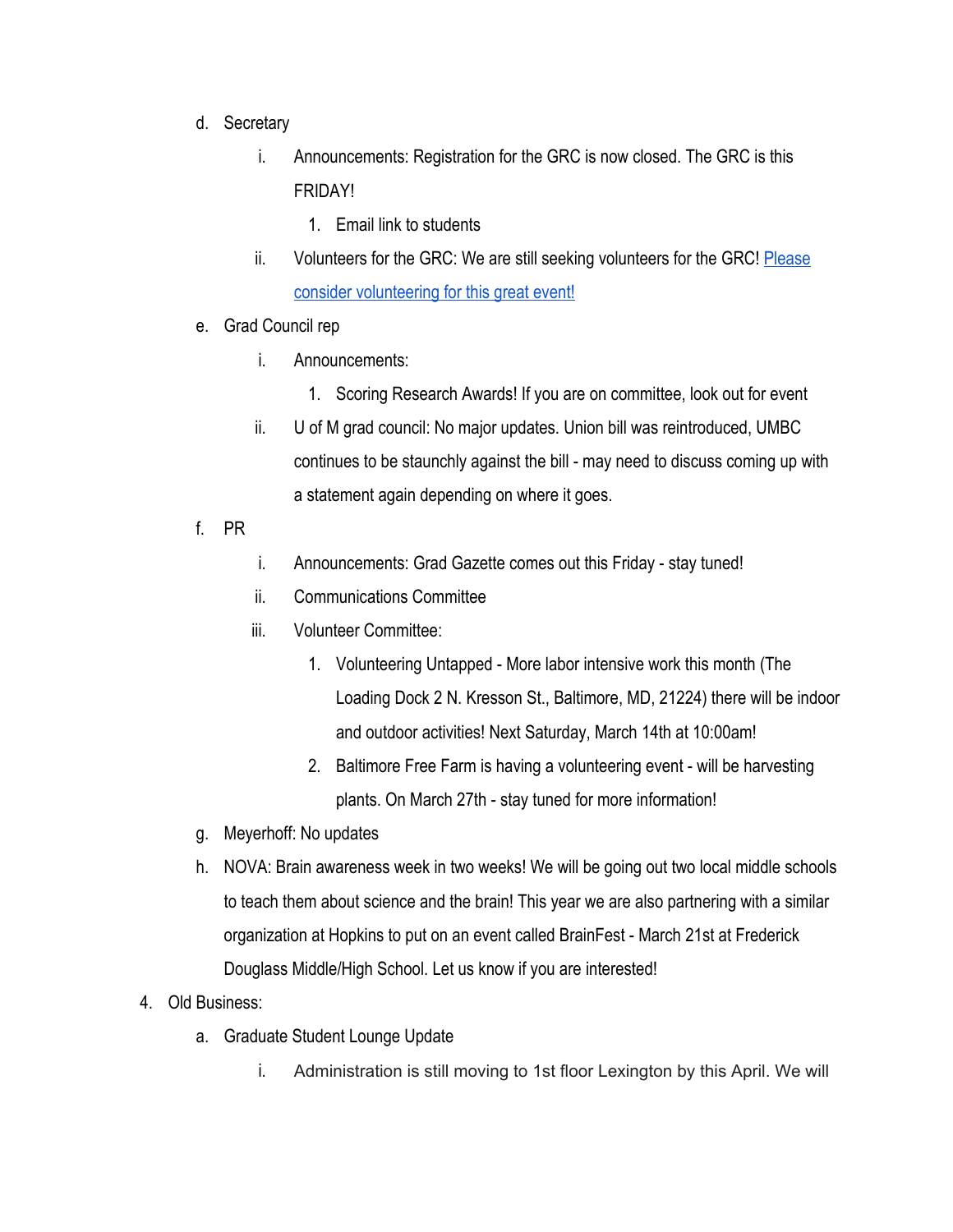d. Secretary
    i. Announcements: Registration for the GRC is now closed. The GRC is this FRIDAY!
        1. Email link to students
    ii. Volunteers for the GRC: We are still seeking volunteers for the GRC! Please consider volunteering for this great event!
e. Grad Council rep
    i. Announcements:
        1. Scoring Research Awards! If you are on committee, look out for event
    ii. U of M grad council: No major updates. Union bill was reintroduced, UMBC continues to be staunchly against the bill - may need to discuss coming up with a statement again depending on where it goes.
f. PR
    i. Announcements: Grad Gazette comes out this Friday - stay tuned!
    ii. Communications Committee
    iii. Volunteer Committee:
        1. Volunteering Untapped - More labor intensive work this month (The Loading Dock 2 N. Kresson St., Baltimore, MD, 21224) there will be indoor and outdoor activities! Next Saturday, March 14th at 10:00am!
        2. Baltimore Free Farm is having a volunteering event - will be harvesting plants. On March 27th - stay tuned for more information!
g. Meyerhoff: No updates
h. NOVA: Brain awareness week in two weeks! We will be going out two local middle schools to teach them about science and the brain! This year we are also partnering with a similar organization at Hopkins to put on an event called BrainFest - March 21st at Frederick Douglass Middle/High School. Let us know if you are interested!

4. Old Business:
    a. Graduate Student Lounge Update
        i. Administration is still moving to 1st floor Lexington by this April. We will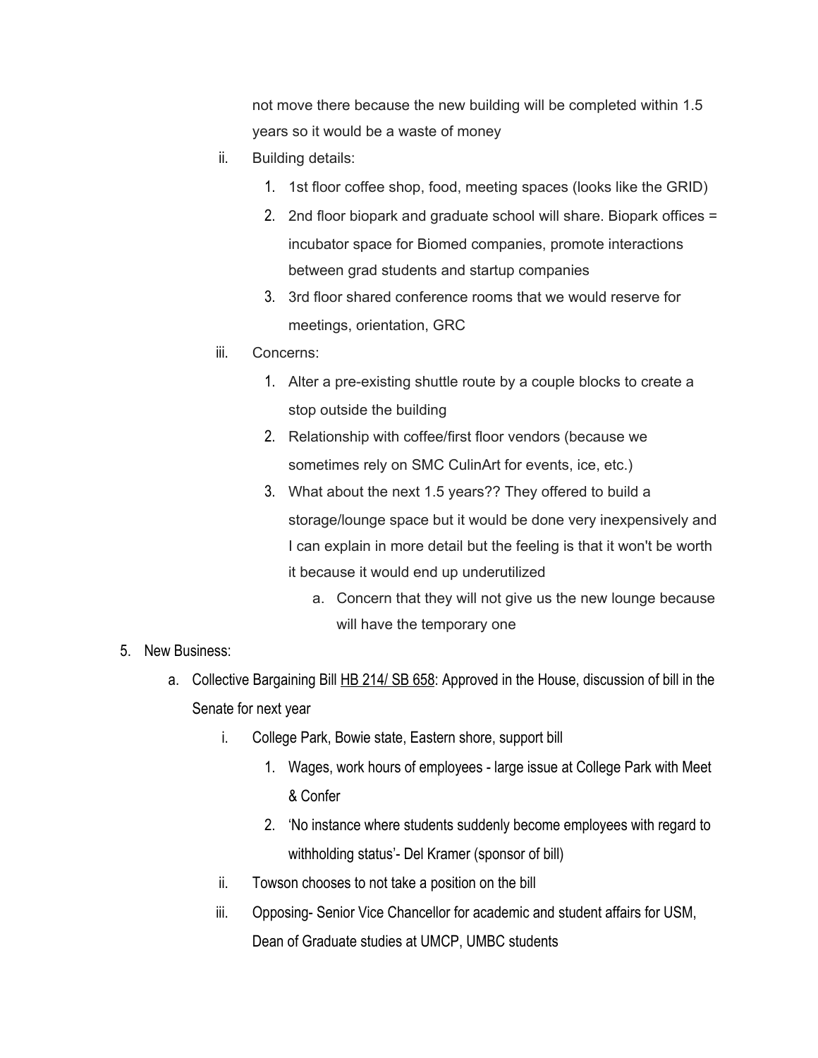not move there because the new building will be completed within 1.5 years so it would be a waste of money

ii. Building details:
    1. 1st floor coffee shop, food, meeting spaces (looks like the GRID)
    2. 2nd floor biopark and graduate school will share. Biopark offices = incubator space for Biomed companies, promote interactions between grad students and startup companies
    3. 3rd floor shared conference rooms that we would reserve for meetings, orientation, GRC

iii. Concerns:
    1. Alter a pre-existing shuttle route by a couple blocks to create a stop outside the building
    2. Relationship with coffee/first floor vendors (because we sometimes rely on SMC CulinArt for events, ice, etc.)
    3. What about the next 1.5 years?? They offered to build a storage/lounge space but it would be done very inexpensively and I can explain in more detail but the feeling is that it won't be worth it because it would end up underutilized
        a. Concern that they will not give us the new lounge because will have the temporary one

5. New Business:
    a. Collective Bargaining Bill HB 214/ SB 658: Approved in the House, discussion of bill in the Senate for next year
        i. College Park, Bowie state, Eastern shore, support bill
            1. Wages, work hours of employees - large issue at College Park with Meet & Confer
            2. 'No instance where students suddenly become employees with regard to withholding status'- Del Kramer (sponsor of bill)
        ii. Towson chooses to not take a position on the bill
        iii. Opposing- Senior Vice Chancellor for academic and student affairs for USM, Dean of Graduate studies at UMCP, UMBC students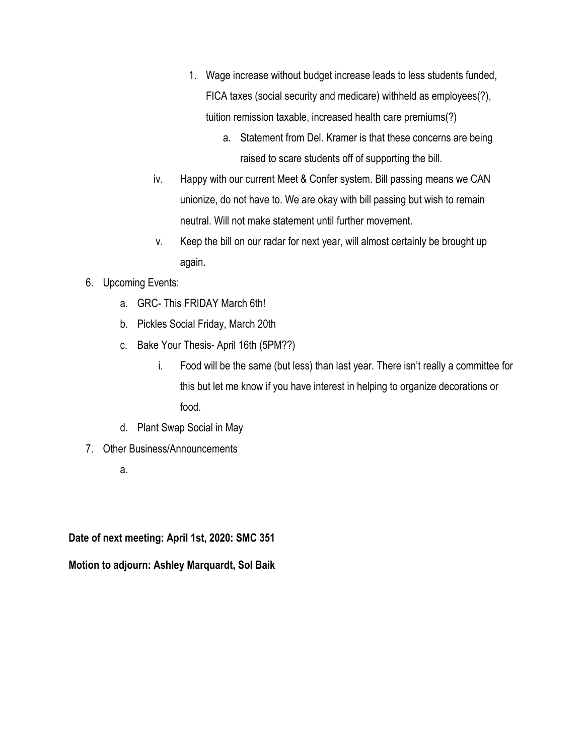1. Wage increase without budget increase leads to less students funded, FICA taxes (social security and medicare) withheld as employees(?), tuition remission taxable, increased health care premiums(?)
    a. Statement from Del. Kramer is that these concerns are being raised to scare students off of supporting the bill.

iv. Happy with our current Meet & Confer system. Bill passing means we CAN unionize, do not have to. We are okay with bill passing but wish to remain neutral. Will not make statement until further movement.

v. Keep the bill on our radar for next year, will almost certainly be brought up again.

6. Upcoming Events:
    a. GRC- This FRIDAY March 6th!
    b. Pickles Social Friday, March 20th
    c. Bake Your Thesis- April 16th (5PM??)
        i. Food will be the same (but less) than last year. There isn't really a committee for this but let me know if you have interest in helping to organize decorations or food.
    d. Plant Swap Social in May
7. Other Business/Announcements
    a.

**Date of next meeting: April 1st, 2020: SMC 351**

**Motion to adjourn: Ashley Marquardt, Sol Baik**